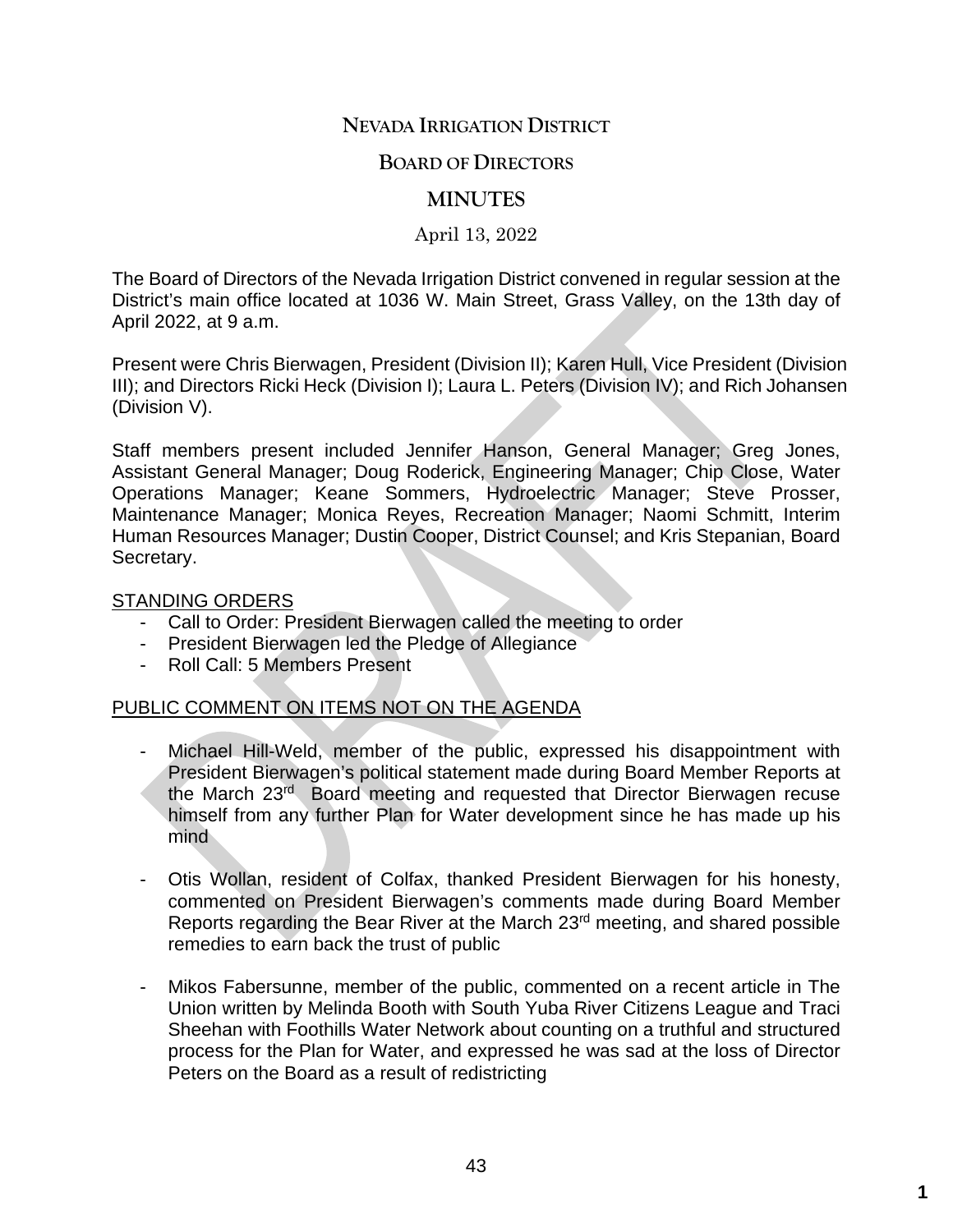# NEVADA IRRIGATION DISTRICT

## BOARD OF DIRECTORS

## MINUTES

April 13, 2022

The Board of Directors of the Nevada Irrigation District convened in regular session at the District's main office located at 1036 W. Main Street, Grass Valley, on the 13th day of April 2022, at 9 a.m.

Present were Chris Bierwagen, President (Division II); Karen Hull, Vice President (Division III); and Directors Ricki Heck (Division I); Laura L. Peters (Division IV); and Rich Johansen (Division V).

Staff members present included Jennifer Hanson, General Manager; Greg Jones, Assistant General Manager; Doug Roderick, Engineering Manager; Chip Close, Water Operations Manager; Keane Sommers, Hydroelectric Manager; Steve Prosser, Maintenance Manager; Monica Reyes, Recreation Manager; Naomi Schmitt, Interim Human Resources Manager; Dustin Cooper, District Counsel; and Kris Stepanian, Board Secretary.

STANDING ORDERS

- Call to Order: President Bierwagen called the meeting to order
- President Bierwagen led the Pledge of Allegiance
- Roll Call: 5 Members Present

PUBLIC COMMENT ON ITEMS NOT ON THE AGENDA

- Michael Hill-Weld, member of the public, expressed his disappointment with President Bierwagen's political statement made during Board Member Reports at the March 23rd Board meeting and requested that Director Bierwagen recuse himself from any further Plan for Water development since he has made up his mind

- Otis Wollan, resident of Colfax, thanked President Bierwagen for his honesty, commented on President Bierwagen's comments made during Board Member Reports regarding the Bear River at the March 23rd meeting, and shared possible remedies to earn back the trust of public

- Mikos Fabersunne, member of the public, commented on a recent article in The Union written by Melinda Booth with South Yuba River Citizens League and Traci Sheehan with Foothills Water Network about counting on a truthful and structured process for the Plan for Water, and expressed he was sad at the loss of Director Peters on the Board as a result of redistricting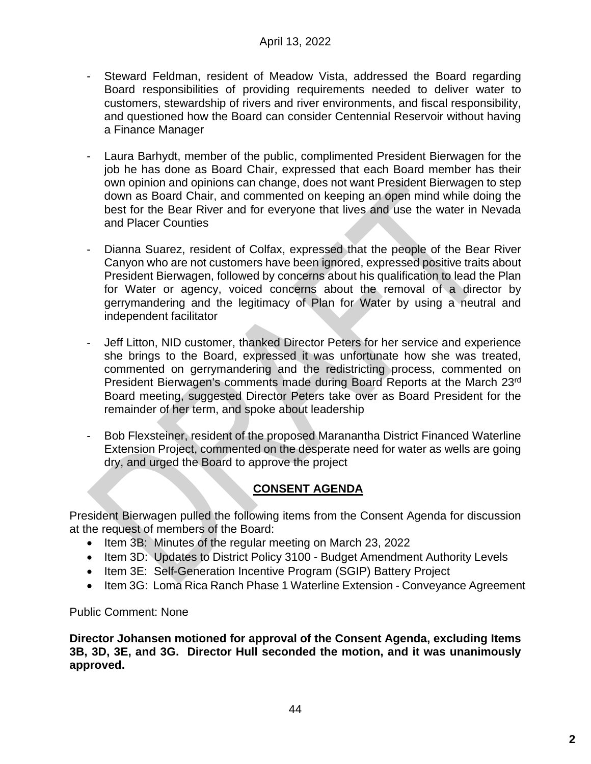- Steward Feldman, resident of Meadow Vista, addressed the Board regarding Board responsibilities of providing requirements needed to deliver water to customers, stewardship of rivers and river environments, and fiscal responsibility, and questioned how the Board can consider Centennial Reservoir without having a Finance Manager

- Laura Barhydt, member of the public, complimented President Bierwagen for the job he has done as Board Chair, expressed that each Board member has their own opinion and opinions can change, does not want President Bierwagen to step down as Board Chair, and commented on keeping an open mind while doing the best for the Bear River and for everyone that lives and use the water in Nevada and Placer Counties

- Dianna Suarez, resident of Colfax, expressed that the people of the Bear River Canyon who are not customers have been ignored, expressed positive traits about President Bierwagen, followed by concerns about his qualification to lead the Plan for Water or agency, voiced concerns about the removal of a director by gerrymandering and the legitimacy of Plan for Water by using a neutral and independent facilitator

- Jeff Litton, NID customer, thanked Director Peters for her service and experience she brings to the Board, expressed it was unfortunate how she was treated, commented on gerrymandering and the redistricting process, commented on President Bierwagen's comments made during Board Reports at the March 23rd Board meeting, suggested Director Peters take over as Board President for the remainder of her term, and spoke about leadership

- Bob Flexsteiner, resident of the proposed Maranantha District Financed Waterline Extension Project, commented on the desperate need for water as wells are going dry, and urged the Board to approve the project

## CONSENT AGENDA

President Bierwagen pulled the following items from the Consent Agenda for discussion at the request of members of the Board:

- Item 3B: Minutes of the regular meeting on March 23, 2022
- Item 3D: Updates to District Policy 3100 - Budget Amendment Authority Levels
- Item 3E: Self-Generation Incentive Program (SGIP) Battery Project
- Item 3G: Loma Rica Ranch Phase 1 Waterline Extension - Conveyance Agreement

Public Comment: None

**Director Johansen motioned for approval of the Consent Agenda, excluding Items 3B, 3D, 3E, and 3G. Director Hull seconded the motion, and it was unanimously approved.**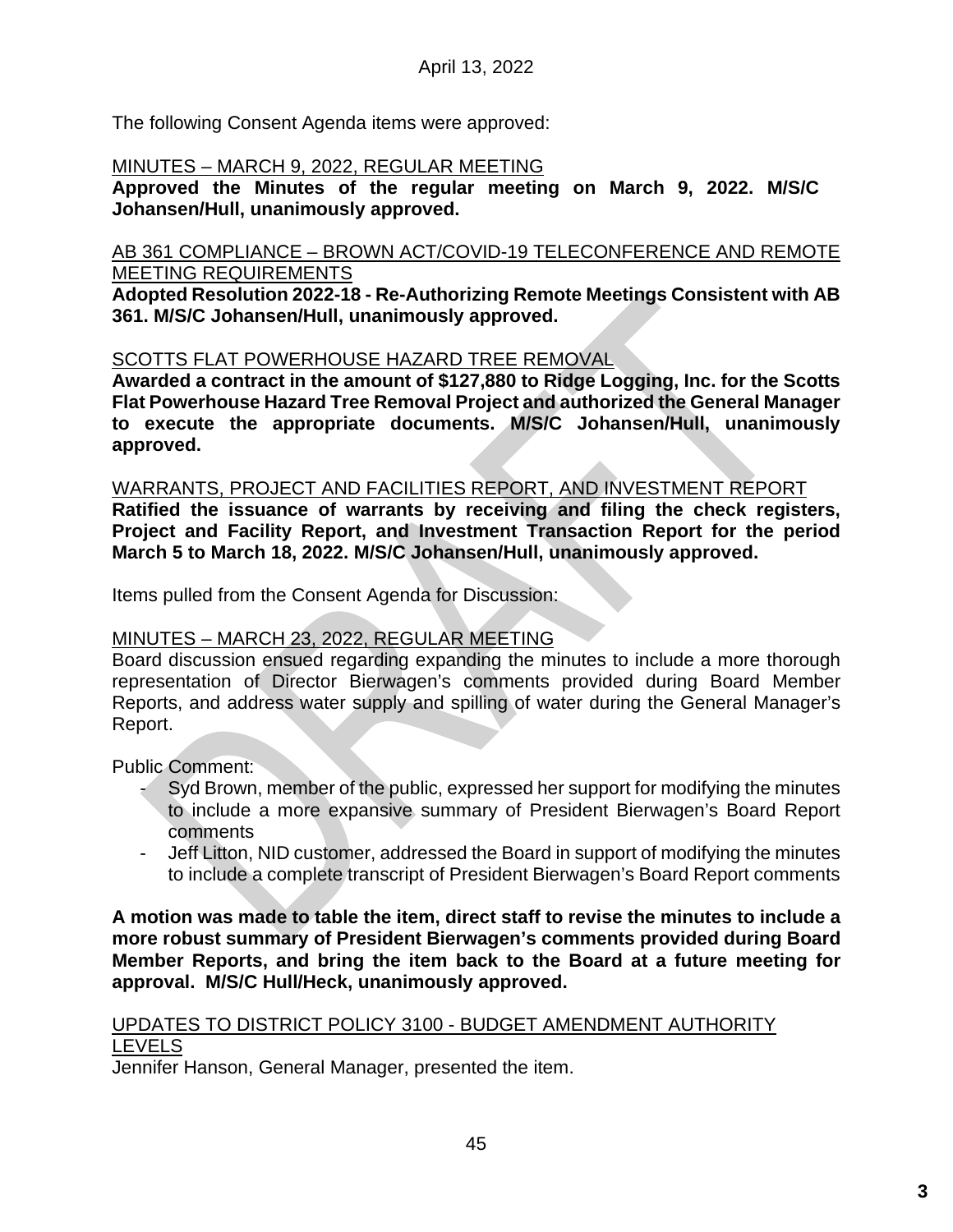April 13, 2022

The following Consent Agenda items were approved:

MINUTES – MARCH 9, 2022, REGULAR MEETING

**Approved the Minutes of the regular meeting on March 9, 2022. M/S/C Johansen/Hull, unanimously approved.**

AB 361 COMPLIANCE – BROWN ACT/COVID-19 TELECONFERENCE AND REMOTE MEETING REQUIREMENTS

**Adopted Resolution 2022-18 - Re-Authorizing Remote Meetings Consistent with AB 361. M/S/C Johansen/Hull, unanimously approved.**

SCOTTS FLAT POWERHOUSE HAZARD TREE REMOVAL

**Awarded a contract in the amount of $127,880 to Ridge Logging, Inc. for the Scotts Flat Powerhouse Hazard Tree Removal Project and authorized the General Manager to execute the appropriate documents. M/S/C Johansen/Hull, unanimously approved.**

WARRANTS, PROJECT AND FACILITIES REPORT, AND INVESTMENT REPORT

**Ratified the issuance of warrants by receiving and filing the check registers, Project and Facility Report, and Investment Transaction Report for the period March 5 to March 18, 2022. M/S/C Johansen/Hull, unanimously approved.**

Items pulled from the Consent Agenda for Discussion:

MINUTES – MARCH 23, 2022, REGULAR MEETING

Board discussion ensued regarding expanding the minutes to include a more thorough representation of Director Bierwagen's comments provided during Board Member Reports, and address water supply and spilling of water during the General Manager's Report.

Public Comment:

- Syd Brown, member of the public, expressed her support for modifying the minutes to include a more expansive summary of President Bierwagen's Board Report comments
- Jeff Litton, NID customer, addressed the Board in support of modifying the minutes to include a complete transcript of President Bierwagen's Board Report comments

**A motion was made to table the item, direct staff to revise the minutes to include a more robust summary of President Bierwagen's comments provided during Board Member Reports, and bring the item back to the Board at a future meeting for approval. M/S/C Hull/Heck, unanimously approved.**

UPDATES TO DISTRICT POLICY 3100 - BUDGET AMENDMENT AUTHORITY LEVELS

Jennifer Hanson, General Manager, presented the item.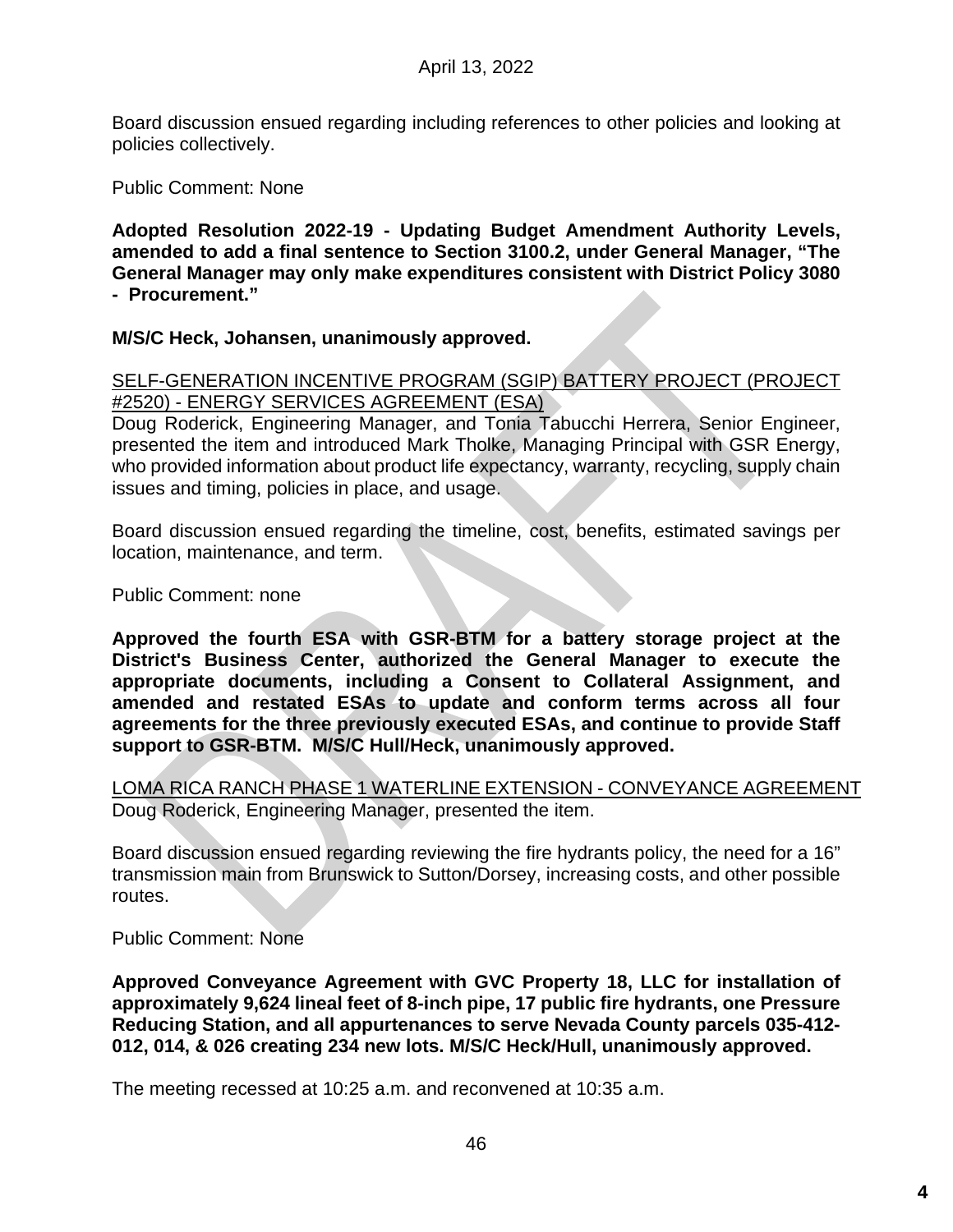Board discussion ensued regarding including references to other policies and looking at policies collectively.

Public Comment: None

**Adopted Resolution 2022-19 - Updating Budget Amendment Authority Levels, amended to add a final sentence to Section 3100.2, under General Manager, "The General Manager may only make expenditures consistent with District Policy 3080 - Procurement."**

**M/S/C Heck, Johansen, unanimously approved.**

<u>SELF-GENERATION INCENTIVE PROGRAM (SGIP) BATTERY PROJECT (PROJECT #2520) - ENERGY SERVICES AGREEMENT (ESA)</u>

Doug Roderick, Engineering Manager, and Tonia Tabucchi Herrera, Senior Engineer, presented the item and introduced Mark Tholke, Managing Principal with GSR Energy, who provided information about product life expectancy, warranty, recycling, supply chain issues and timing, policies in place, and usage.

Board discussion ensued regarding the timeline, cost, benefits, estimated savings per location, maintenance, and term.

Public Comment: none

**Approved the fourth ESA with GSR-BTM for a battery storage project at the District's Business Center, authorized the General Manager to execute the appropriate documents, including a Consent to Collateral Assignment, and amended and restated ESAs to update and conform terms across all four agreements for the three previously executed ESAs, and continue to provide Staff support to GSR-BTM. M/S/C Hull/Heck, unanimously approved.**

<u>LOMA RICA RANCH PHASE 1 WATERLINE EXTENSION - CONVEYANCE AGREEMENT</u>

Doug Roderick, Engineering Manager, presented the item.

Board discussion ensued regarding reviewing the fire hydrants policy, the need for a 16" transmission main from Brunswick to Sutton/Dorsey, increasing costs, and other possible routes.

Public Comment: None

**Approved Conveyance Agreement with GVC Property 18, LLC for installation of approximately 9,624 lineal feet of 8-inch pipe, 17 public fire hydrants, one Pressure Reducing Station, and all appurtenances to serve Nevada County parcels 035-412-012, 014, & 026 creating 234 new lots. M/S/C Heck/Hull, unanimously approved.**

The meeting recessed at 10:25 a.m. and reconvened at 10:35 a.m.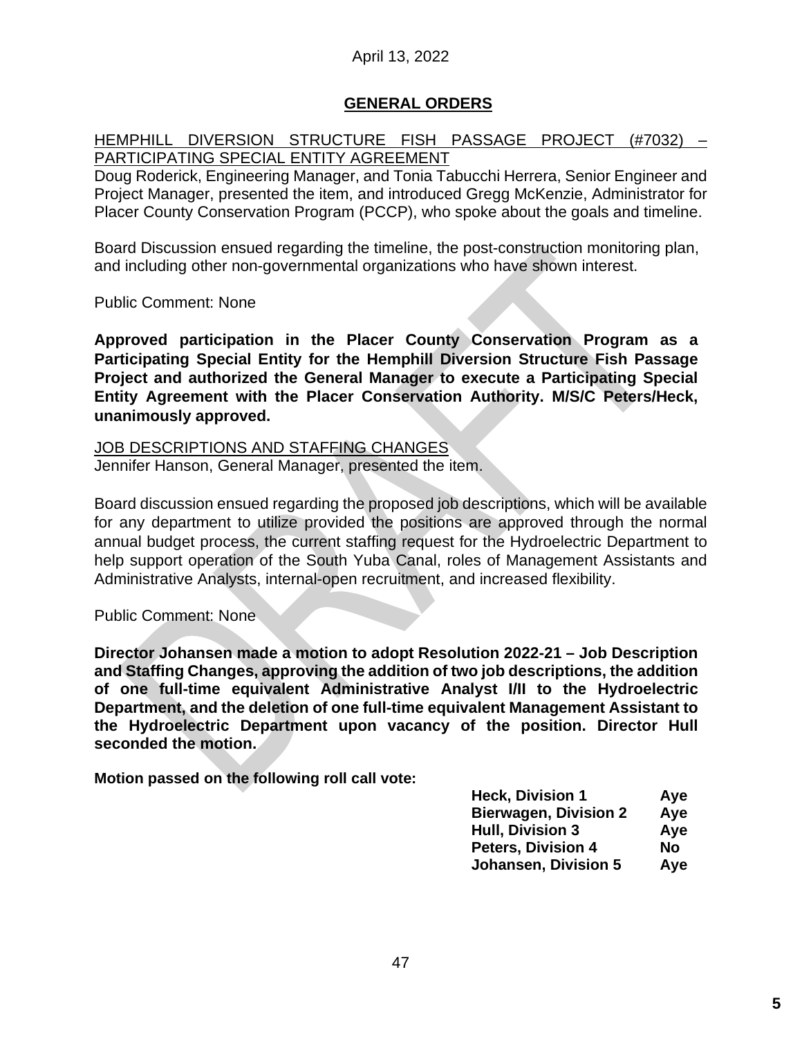April 13, 2022

## GENERAL ORDERS

HEMPHILL DIVERSION STRUCTURE FISH PASSAGE PROJECT (#7032) – PARTICIPATING SPECIAL ENTITY AGREEMENT

Doug Roderick, Engineering Manager, and Tonia Tabucchi Herrera, Senior Engineer and Project Manager, presented the item, and introduced Gregg McKenzie, Administrator for Placer County Conservation Program (PCCP), who spoke about the goals and timeline.

Board Discussion ensued regarding the timeline, the post-construction monitoring plan, and including other non-governmental organizations who have shown interest.

Public Comment: None

**Approved participation in the Placer County Conservation Program as a Participating Special Entity for the Hemphill Diversion Structure Fish Passage Project and authorized the General Manager to execute a Participating Special Entity Agreement with the Placer Conservation Authority. M/S/C Peters/Heck, unanimously approved.**

JOB DESCRIPTIONS AND STAFFING CHANGES

Jennifer Hanson, General Manager, presented the item.

Board discussion ensued regarding the proposed job descriptions, which will be available for any department to utilize provided the positions are approved through the normal annual budget process, the current staffing request for the Hydroelectric Department to help support operation of the South Yuba Canal, roles of Management Assistants and Administrative Analysts, internal-open recruitment, and increased flexibility.

Public Comment: None

**Director Johansen made a motion to adopt Resolution 2022-21 – Job Description and Staffing Changes, approving the addition of two job descriptions, the addition of one full-time equivalent Administrative Analyst I/II to the Hydroelectric Department, and the deletion of one full-time equivalent Management Assistant to the Hydroelectric Department upon vacancy of the position. Director Hull seconded the motion.**

**Motion passed on the following roll call vote:**

| | |
|---|---|
| **Heck, Division 1** | **Aye** |
| **Bierwagen, Division 2** | **Aye** |
| **Hull, Division 3** | **Aye** |
| **Peters, Division 4** | **No** |
| **Johansen, Division 5** | **Aye** |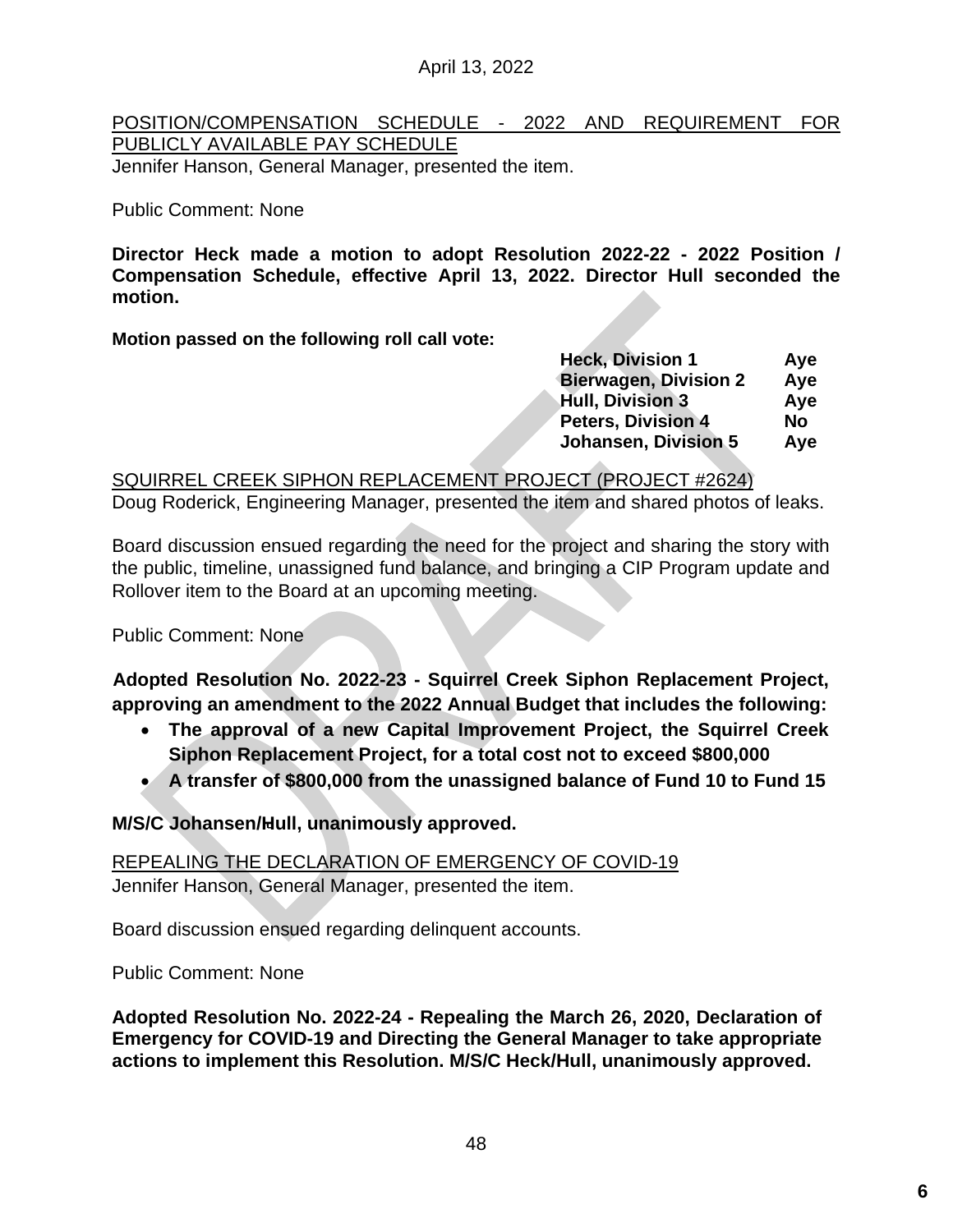April 13, 2022

POSITION/COMPENSATION SCHEDULE - 2022 AND REQUIREMENT FOR PUBLICLY AVAILABLE PAY SCHEDULE

Jennifer Hanson, General Manager, presented the item.

Public Comment: None

**Director Heck made a motion to adopt Resolution 2022-22 - 2022 Position / Compensation Schedule, effective April 13, 2022. Director Hull seconded the motion.**

**Motion passed on the following roll call vote:**

| | |
|---|---|
| **Heck, Division 1** | **Aye** |
| **Bierwagen, Division 2** | **Aye** |
| **Hull, Division 3** | **Aye** |
| **Peters, Division 4** | **No** |
| **Johansen, Division 5** | **Aye** |

SQUIRREL CREEK SIPHON REPLACEMENT PROJECT (PROJECT #2624)

Doug Roderick, Engineering Manager, presented the item and shared photos of leaks.

Board discussion ensued regarding the need for the project and sharing the story with the public, timeline, unassigned fund balance, and bringing a CIP Program update and Rollover item to the Board at an upcoming meeting.

Public Comment: None

**Adopted Resolution No. 2022-23 - Squirrel Creek Siphon Replacement Project, approving an amendment to the 2022 Annual Budget that includes the following:**

- **The approval of a new Capital Improvement Project, the Squirrel Creek Siphon Replacement Project, for a total cost not to exceed $800,000**
- **A transfer of $800,000 from the unassigned balance of Fund 10 to Fund 15**

**M/S/C Johansen/Hull, unanimously approved.**

REPEALING THE DECLARATION OF EMERGENCY OF COVID-19

Jennifer Hanson, General Manager, presented the item.

Board discussion ensued regarding delinquent accounts.

Public Comment: None

**Adopted Resolution No. 2022-24 - Repealing the March 26, 2020, Declaration of Emergency for COVID-19 and Directing the General Manager to take appropriate actions to implement this Resolution. M/S/C Heck/Hull, unanimously approved.**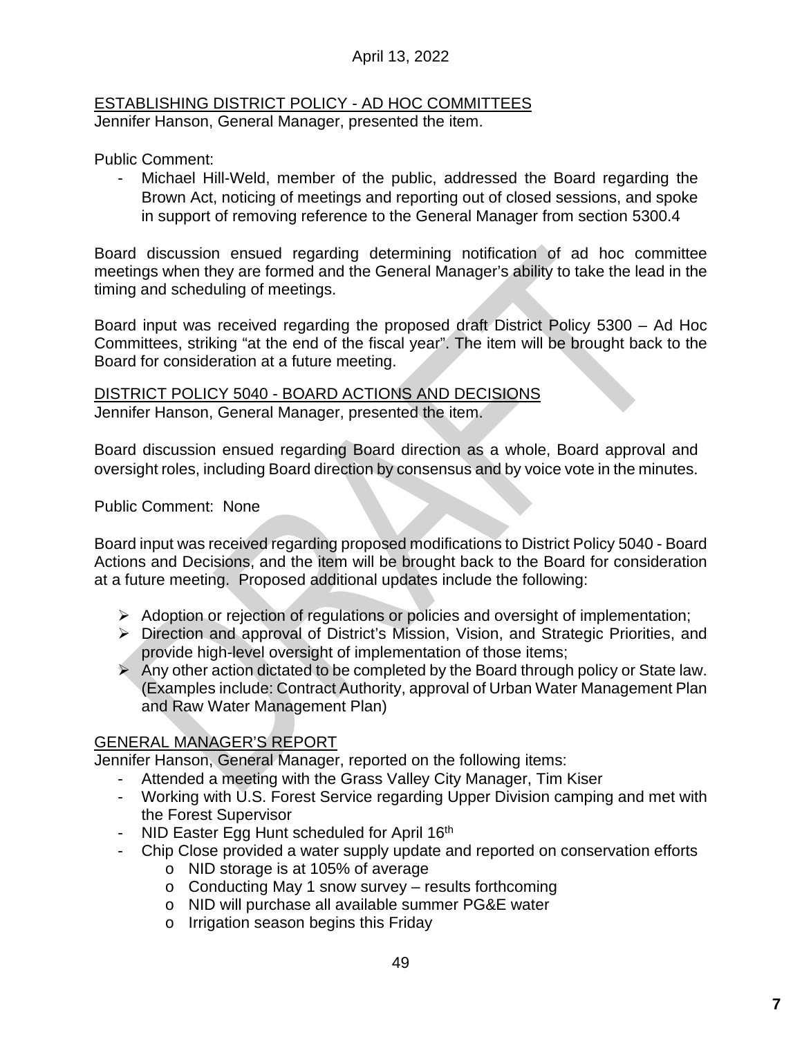April 13, 2022

ESTABLISHING DISTRICT POLICY - AD HOC COMMITTEES
Jennifer Hanson, General Manager, presented the item.

Public Comment:

- Michael Hill-Weld, member of the public, addressed the Board regarding the Brown Act, noticing of meetings and reporting out of closed sessions, and spoke in support of removing reference to the General Manager from section 5300.4

Board discussion ensued regarding determining notification of ad hoc committee meetings when they are formed and the General Manager's ability to take the lead in the timing and scheduling of meetings.

Board input was received regarding the proposed draft District Policy 5300 – Ad Hoc Committees, striking "at the end of the fiscal year". The item will be brought back to the Board for consideration at a future meeting.

DISTRICT POLICY 5040 - BOARD ACTIONS AND DECISIONS
Jennifer Hanson, General Manager, presented the item.

Board discussion ensued regarding Board direction as a whole, Board approval and oversight roles, including Board direction by consensus and by voice vote in the minutes.

Public Comment: None

Board input was received regarding proposed modifications to District Policy 5040 - Board Actions and Decisions, and the item will be brought back to the Board for consideration at a future meeting. Proposed additional updates include the following:

- Adoption or rejection of regulations or policies and oversight of implementation;
- Direction and approval of District's Mission, Vision, and Strategic Priorities, and provide high-level oversight of implementation of those items;
- Any other action dictated to be completed by the Board through policy or State law. (Examples include: Contract Authority, approval of Urban Water Management Plan and Raw Water Management Plan)

GENERAL MANAGER'S REPORT
Jennifer Hanson, General Manager, reported on the following items:

- Attended a meeting with the Grass Valley City Manager, Tim Kiser
- Working with U.S. Forest Service regarding Upper Division camping and met with the Forest Supervisor
- NID Easter Egg Hunt scheduled for April 16th
- Chip Close provided a water supply update and reported on conservation efforts
  - NID storage is at 105% of average
  - Conducting May 1 snow survey – results forthcoming
  - NID will purchase all available summer PG&E water
  - Irrigation season begins this Friday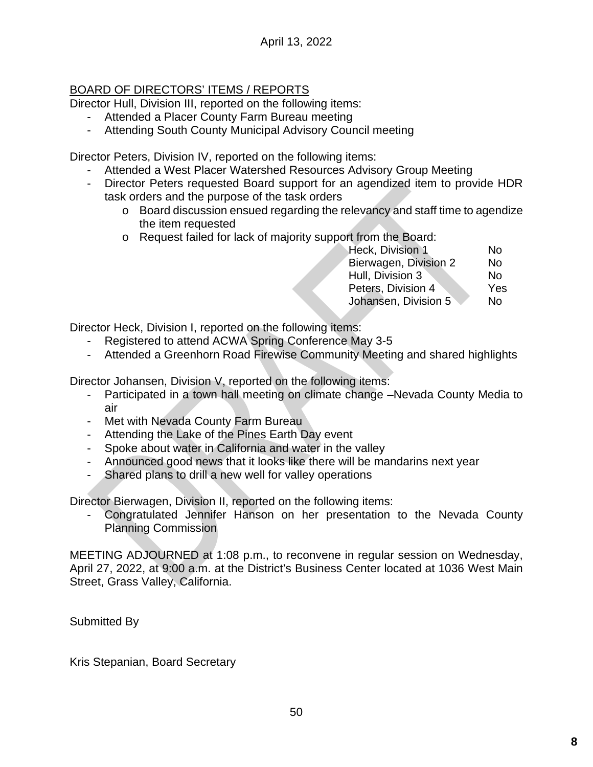April 13, 2022

BOARD OF DIRECTORS' ITEMS / REPORTS

Director Hull, Division III, reported on the following items:

- Attended a Placer County Farm Bureau meeting
- Attending South County Municipal Advisory Council meeting

Director Peters, Division IV, reported on the following items:

- Attended a West Placer Watershed Resources Advisory Group Meeting
- Director Peters requested Board support for an agendized item to provide HDR task orders and the purpose of the task orders
  - o Board discussion ensued regarding the relevancy and staff time to agendize the item requested
  - o Request failed for lack of majority support from the Board:

| | |
|---|---|
| Heck, Division 1 | No |
| Bierwagen, Division 2 | No |
| Hull, Division 3 | No |
| Peters, Division 4 | Yes |
| Johansen, Division 5 | No |

Director Heck, Division I, reported on the following items:

- Registered to attend ACWA Spring Conference May 3-5
- Attended a Greenhorn Road Firewise Community Meeting and shared highlights

Director Johansen, Division V, reported on the following items:

- Participated in a town hall meeting on climate change –Nevada County Media to air
- Met with Nevada County Farm Bureau
- Attending the Lake of the Pines Earth Day event
- Spoke about water in California and water in the valley
- Announced good news that it looks like there will be mandarins next year
- Shared plans to drill a new well for valley operations

Director Bierwagen, Division II, reported on the following items:

- Congratulated Jennifer Hanson on her presentation to the Nevada County Planning Commission

MEETING ADJOURNED at 1:08 p.m., to reconvene in regular session on Wednesday, April 27, 2022, at 9:00 a.m. at the District's Business Center located at 1036 West Main Street, Grass Valley, California.

Submitted By

Kris Stepanian, Board Secretary